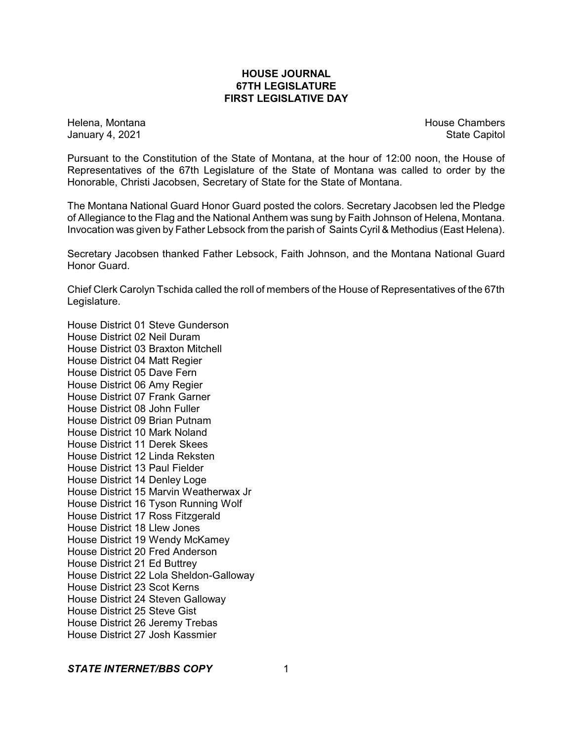# HOUSE JOURNAL
## 67TH LEGISLATURE
## FIRST LEGISLATIVE DAY

Helena, Montana
January 4, 2021

House Chambers
State Capitol

Pursuant to the Constitution of the State of Montana, at the hour of 12:00 noon, the House of Representatives of the 67th Legislature of the State of Montana was called to order by the Honorable, Christi Jacobsen, Secretary of State for the State of Montana.

The Montana National Guard Honor Guard posted the colors. Secretary Jacobsen led the Pledge of Allegiance to the Flag and the National Anthem was sung by Faith Johnson of Helena, Montana. Invocation was given by Father Lebsock from the parish of Saints Cyril & Methodius (East Helena).

Secretary Jacobsen thanked Father Lebsock, Faith Johnson, and the Montana National Guard Honor Guard.

Chief Clerk Carolyn Tschida called the roll of members of the House of Representatives of the 67th Legislature.

House District 01 Steve Gunderson
House District 02 Neil Duram
House District 03 Braxton Mitchell
House District 04 Matt Regier
House District 05 Dave Fern
House District 06 Amy Regier
House District 07 Frank Garner
House District 08 John Fuller
House District 09 Brian Putnam
House District 10 Mark Noland
House District 11 Derek Skees
House District 12 Linda Reksten
House District 13 Paul Fielder
House District 14 Denley Loge
House District 15 Marvin Weatherwax Jr
House District 16 Tyson Running Wolf
House District 17 Ross Fitzgerald
House District 18 Llew Jones
House District 19 Wendy McKamey
House District 20 Fred Anderson
House District 21 Ed Buttrey
House District 22 Lola Sheldon-Galloway
House District 23 Scot Kerns
House District 24 Steven Galloway
House District 25 Steve Gist
House District 26 Jeremy Trebas
House District 27 Josh Kassmier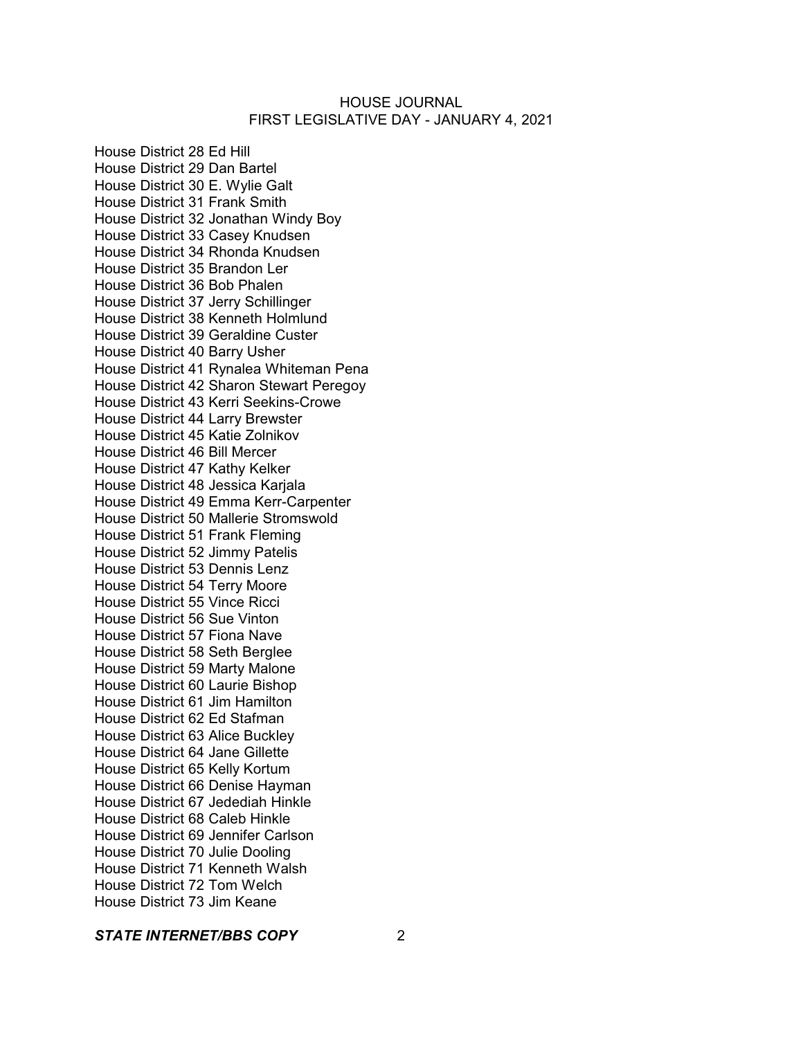House District 28 Ed Hill
House District 29 Dan Bartel
House District 30 E. Wylie Galt
House District 31 Frank Smith
House District 32 Jonathan Windy Boy
House District 33 Casey Knudsen
House District 34 Rhonda Knudsen
House District 35 Brandon Ler
House District 36 Bob Phalen
House District 37 Jerry Schillinger
House District 38 Kenneth Holmlund
House District 39 Geraldine Custer
House District 40 Barry Usher
House District 41 Rynalea Whiteman Pena
House District 42 Sharon Stewart Peregoy
House District 43 Kerri Seekins-Crowe
House District 44 Larry Brewster
House District 45 Katie Zolnikov
House District 46 Bill Mercer
House District 47 Kathy Kelker
House District 48 Jessica Karjala
House District 49 Emma Kerr-Carpenter
House District 50 Mallerie Stromswold
House District 51 Frank Fleming
House District 52 Jimmy Patelis
House District 53 Dennis Lenz
House District 54 Terry Moore
House District 55 Vince Ricci
House District 56 Sue Vinton
House District 57 Fiona Nave
House District 58 Seth Berglee
House District 59 Marty Malone
House District 60 Laurie Bishop
House District 61 Jim Hamilton
House District 62 Ed Stafman
House District 63 Alice Buckley
House District 64 Jane Gillette
House District 65 Kelly Kortum
House District 66 Denise Hayman
House District 67 Jedediah Hinkle
House District 68 Caleb Hinkle
House District 69 Jennifer Carlson
House District 70 Julie Dooling
House District 71 Kenneth Walsh
House District 72 Tom Welch
House District 73 Jim Keane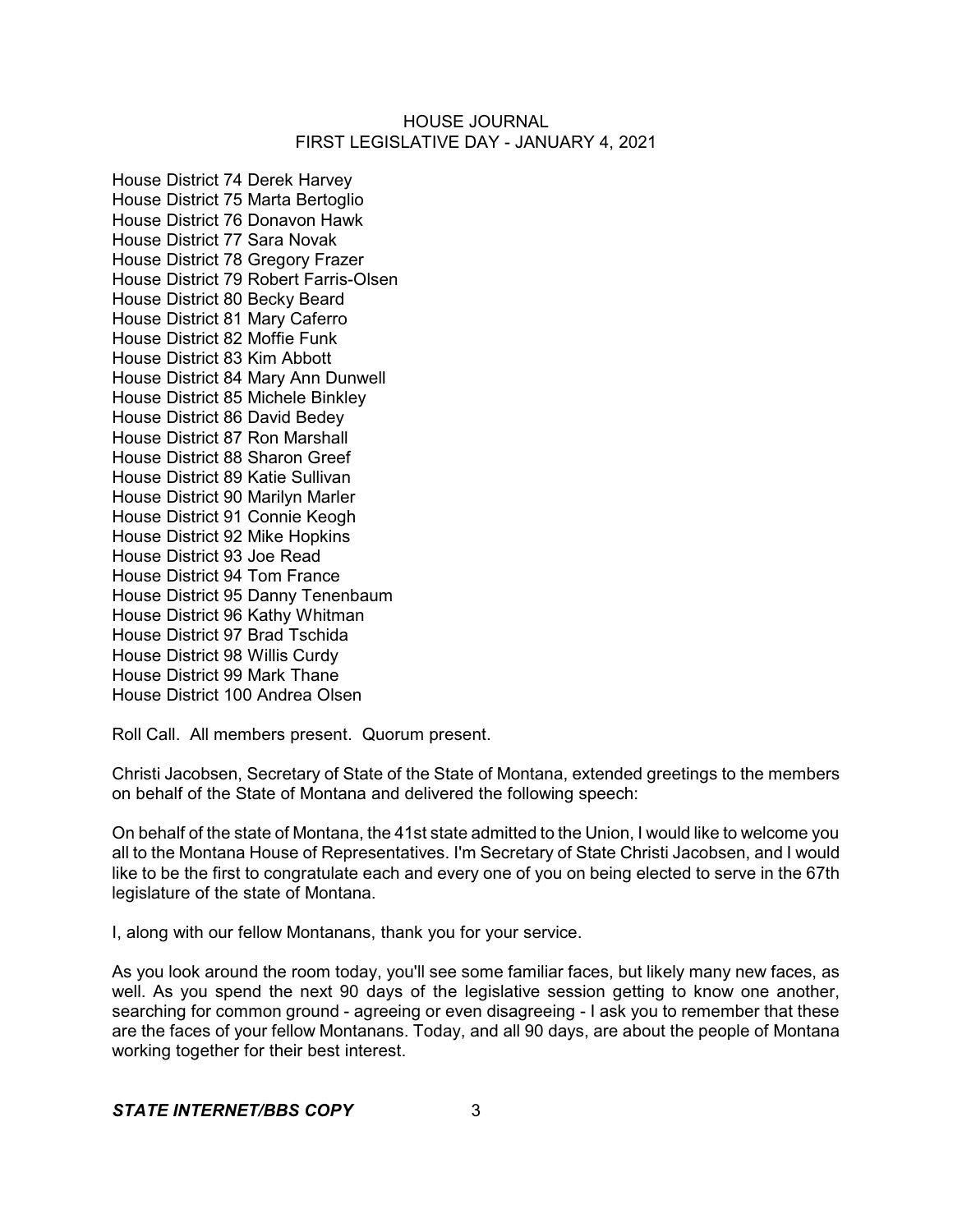House District 74 Derek Harvey
House District 75 Marta Bertoglio
House District 76 Donavon Hawk
House District 77 Sara Novak
House District 78 Gregory Frazer
House District 79 Robert Farris-Olsen
House District 80 Becky Beard
House District 81 Mary Caferro
House District 82 Moffie Funk
House District 83 Kim Abbott
House District 84 Mary Ann Dunwell
House District 85 Michele Binkley
House District 86 David Bedey
House District 87 Ron Marshall
House District 88 Sharon Greef
House District 89 Katie Sullivan
House District 90 Marilyn Marler
House District 91 Connie Keogh
House District 92 Mike Hopkins
House District 93 Joe Read
House District 94 Tom France
House District 95 Danny Tenenbaum
House District 96 Kathy Whitman
House District 97 Brad Tschida
House District 98 Willis Curdy
House District 99 Mark Thane
House District 100 Andrea Olsen

Roll Call. All members present. Quorum present.

Christi Jacobsen, Secretary of State of the State of Montana, extended greetings to the members on behalf of the State of Montana and delivered the following speech:

On behalf of the state of Montana, the 41st state admitted to the Union, I would like to welcome you all to the Montana House of Representatives. I'm Secretary of State Christi Jacobsen, and I would like to be the first to congratulate each and every one of you on being elected to serve in the 67th legislature of the state of Montana.

I, along with our fellow Montanans, thank you for your service.

As you look around the room today, you'll see some familiar faces, but likely many new faces, as well. As you spend the next 90 days of the legislative session getting to know one another, searching for common ground - agreeing or even disagreeing - I ask you to remember that these are the faces of your fellow Montanans. Today, and all 90 days, are about the people of Montana working together for their best interest.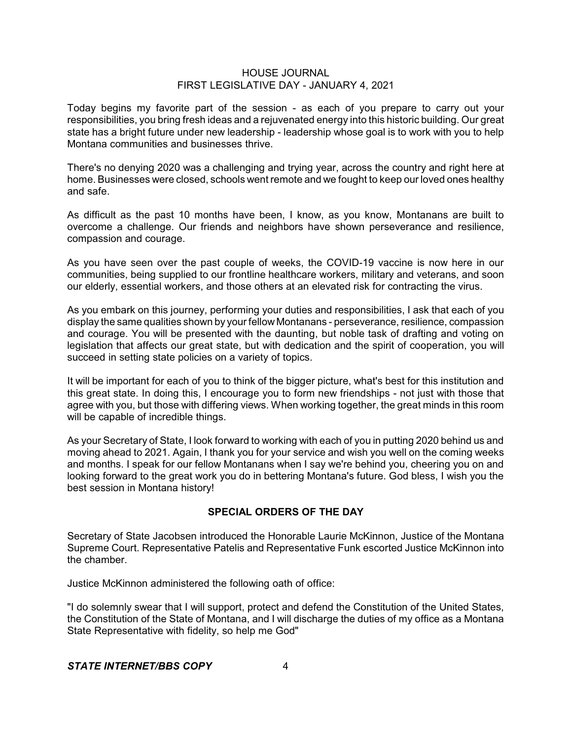Today begins my favorite part of the session - as each of you prepare to carry out your responsibilities, you bring fresh ideas and a rejuvenated energy into this historic building. Our great state has a bright future under new leadership - leadership whose goal is to work with you to help Montana communities and businesses thrive.

There's no denying 2020 was a challenging and trying year, across the country and right here at home. Businesses were closed, schools went remote and we fought to keep our loved ones healthy and safe.

As difficult as the past 10 months have been, I know, as you know, Montanans are built to overcome a challenge. Our friends and neighbors have shown perseverance and resilience, compassion and courage.

As you have seen over the past couple of weeks, the COVID-19 vaccine is now here in our communities, being supplied to our frontline healthcare workers, military and veterans, and soon our elderly, essential workers, and those others at an elevated risk for contracting the virus.

As you embark on this journey, performing your duties and responsibilities, I ask that each of you display the same qualities shown by your fellow Montanans - perseverance, resilience, compassion and courage. You will be presented with the daunting, but noble task of drafting and voting on legislation that affects our great state, but with dedication and the spirit of cooperation, you will succeed in setting state policies on a variety of topics.

It will be important for each of you to think of the bigger picture, what's best for this institution and this great state. In doing this, I encourage you to form new friendships - not just with those that agree with you, but those with differing views. When working together, the great minds in this room will be capable of incredible things.

As your Secretary of State, I look forward to working with each of you in putting 2020 behind us and moving ahead to 2021. Again, I thank you for your service and wish you well on the coming weeks and months. I speak for our fellow Montanans when I say we're behind you, cheering you on and looking forward to the great work you do in bettering Montana's future. God bless, I wish you the best session in Montana history!

## SPECIAL ORDERS OF THE DAY

Secretary of State Jacobsen introduced the Honorable Laurie McKinnon, Justice of the Montana Supreme Court. Representative Patelis and Representative Funk escorted Justice McKinnon into the chamber.

Justice McKinnon administered the following oath of office:

"I do solemnly swear that I will support, protect and defend the Constitution of the United States, the Constitution of the State of Montana, and I will discharge the duties of my office as a Montana State Representative with fidelity, so help me God"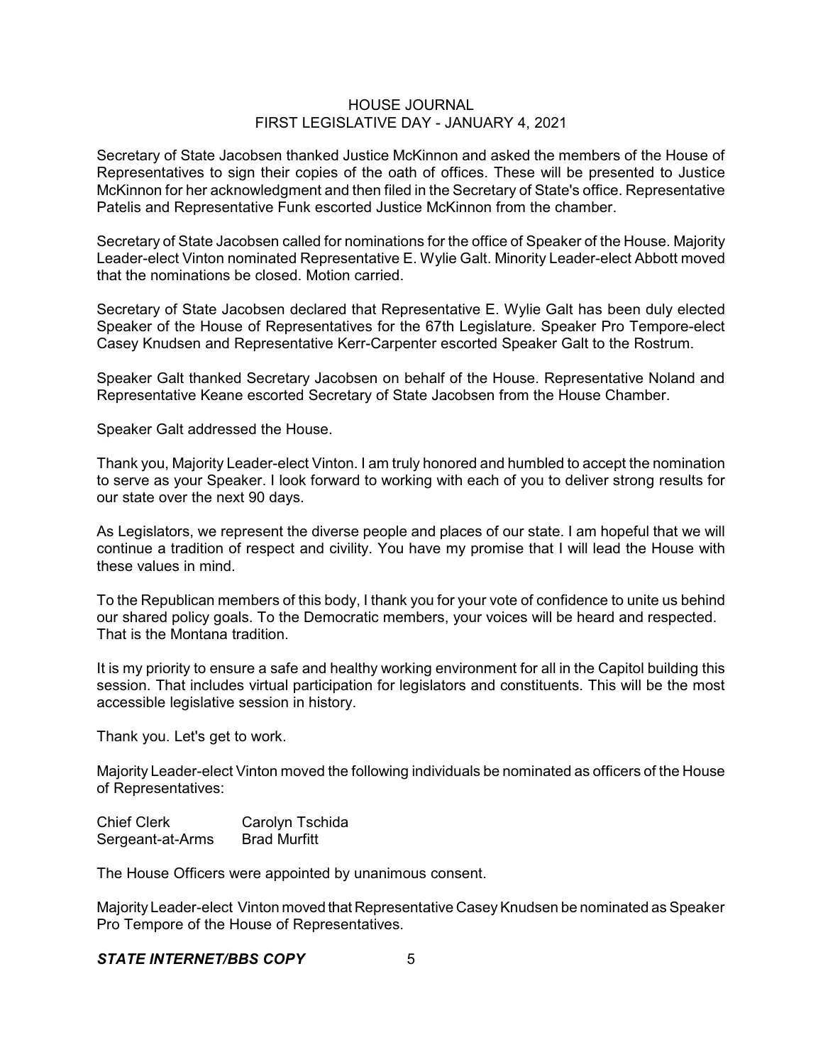Secretary of State Jacobsen thanked Justice McKinnon and asked the members of the House of Representatives to sign their copies of the oath of offices. These will be presented to Justice McKinnon for her acknowledgment and then filed in the Secretary of State's office. Representative Patelis and Representative Funk escorted Justice McKinnon from the chamber.

Secretary of State Jacobsen called for nominations for the office of Speaker of the House. Majority Leader-elect Vinton nominated Representative E. Wylie Galt. Minority Leader-elect Abbott moved that the nominations be closed. Motion carried.

Secretary of State Jacobsen declared that Representative E. Wylie Galt has been duly elected Speaker of the House of Representatives for the 67th Legislature. Speaker Pro Tempore-elect Casey Knudsen and Representative Kerr-Carpenter escorted Speaker Galt to the Rostrum.

Speaker Galt thanked Secretary Jacobsen on behalf of the House. Representative Noland and Representative Keane escorted Secretary of State Jacobsen from the House Chamber.

Speaker Galt addressed the House.

Thank you, Majority Leader-elect Vinton. I am truly honored and humbled to accept the nomination to serve as your Speaker. I look forward to working with each of you to deliver strong results for our state over the next 90 days.

As Legislators, we represent the diverse people and places of our state. I am hopeful that we will continue a tradition of respect and civility. You have my promise that I will lead the House with these values in mind.

To the Republican members of this body, I thank you for your vote of confidence to unite us behind our shared policy goals. To the Democratic members, your voices will be heard and respected. That is the Montana tradition.

It is my priority to ensure a safe and healthy working environment for all in the Capitol building this session. That includes virtual participation for legislators and constituents. This will be the most accessible legislative session in history.

Thank you. Let's get to work.

Majority Leader-elect Vinton moved the following individuals be nominated as officers of the House of Representatives:

| | |
|---|---|
| Chief Clerk | Carolyn Tschida |
| Sergeant-at-Arms | Brad Murfitt |

The House Officers were appointed by unanimous consent.

Majority Leader-elect Vinton moved that Representative Casey Knudsen be nominated as Speaker Pro Tempore of the House of Representatives.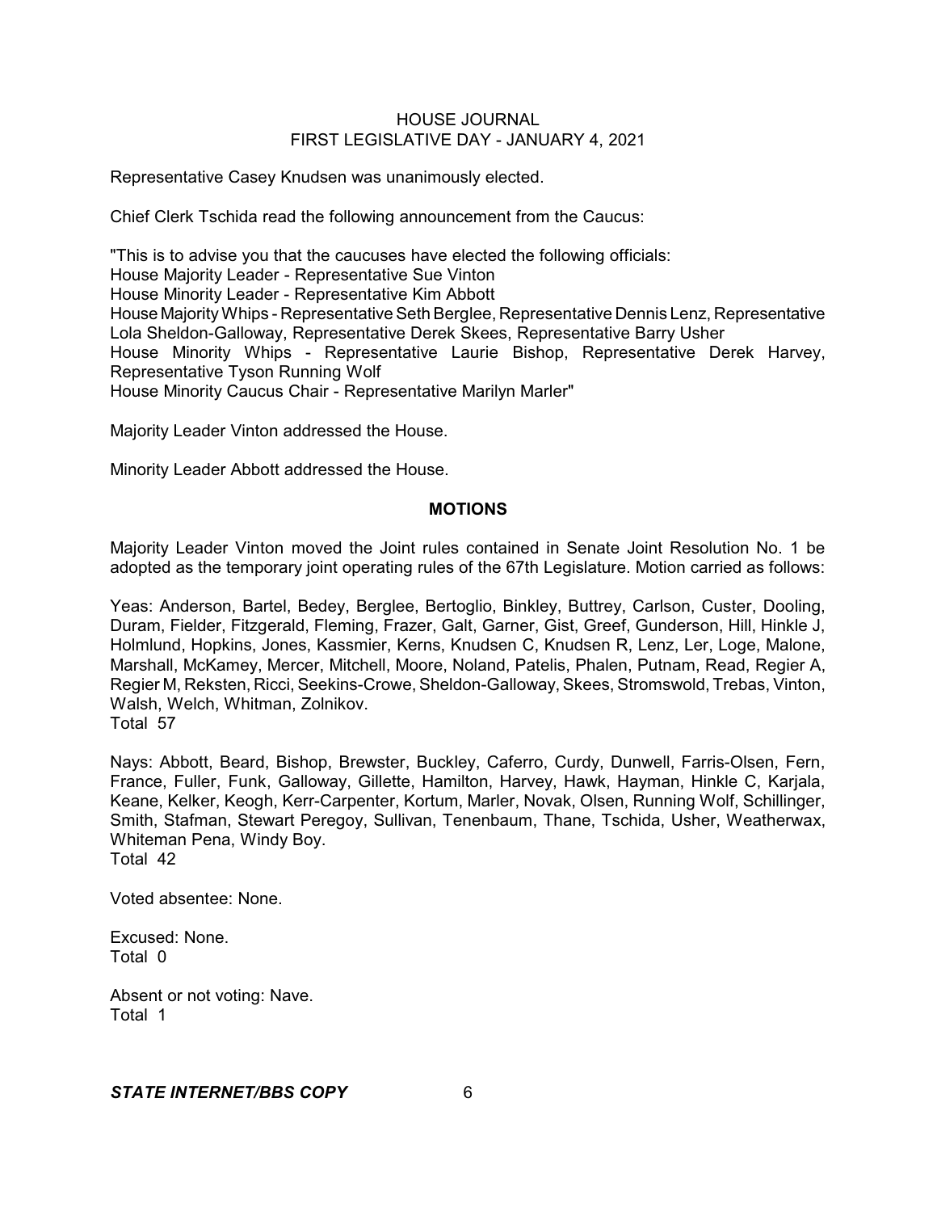Representative Casey Knudsen was unanimously elected.

Chief Clerk Tschida read the following announcement from the Caucus:

"This is to advise you that the caucuses have elected the following officials:
House Majority Leader - Representative Sue Vinton
House Minority Leader - Representative Kim Abbott
House Majority Whips - Representative Seth Berglee, Representative Dennis Lenz, Representative Lola Sheldon-Galloway, Representative Derek Skees, Representative Barry Usher
House Minority Whips - Representative Laurie Bishop, Representative Derek Harvey, Representative Tyson Running Wolf
House Minority Caucus Chair - Representative Marilyn Marler"

Majority Leader Vinton addressed the House.

Minority Leader Abbott addressed the House.

## MOTIONS

Majority Leader Vinton moved the Joint rules contained in Senate Joint Resolution No. 1 be adopted as the temporary joint operating rules of the 67th Legislature. Motion carried as follows:

Yeas: Anderson, Bartel, Bedey, Berglee, Bertoglio, Binkley, Buttrey, Carlson, Custer, Dooling, Duram, Fielder, Fitzgerald, Fleming, Frazer, Galt, Garner, Gist, Greef, Gunderson, Hill, Hinkle J, Holmlund, Hopkins, Jones, Kassmier, Kerns, Knudsen C, Knudsen R, Lenz, Ler, Loge, Malone, Marshall, McKamey, Mercer, Mitchell, Moore, Noland, Patelis, Phalen, Putnam, Read, Regier A, Regier M, Reksten, Ricci, Seekins-Crowe, Sheldon-Galloway, Skees, Stromswold, Trebas, Vinton, Walsh, Welch, Whitman, Zolnikov.
Total 57

Nays: Abbott, Beard, Bishop, Brewster, Buckley, Caferro, Curdy, Dunwell, Farris-Olsen, Fern, France, Fuller, Funk, Galloway, Gillette, Hamilton, Harvey, Hawk, Hayman, Hinkle C, Karjala, Keane, Kelker, Keogh, Kerr-Carpenter, Kortum, Marler, Novak, Olsen, Running Wolf, Schillinger, Smith, Stafman, Stewart Peregoy, Sullivan, Tenenbaum, Thane, Tschida, Usher, Weatherwax, Whiteman Pena, Windy Boy.
Total 42

Voted absentee: None.

Excused: None.
Total 0

Absent or not voting: Nave.
Total 1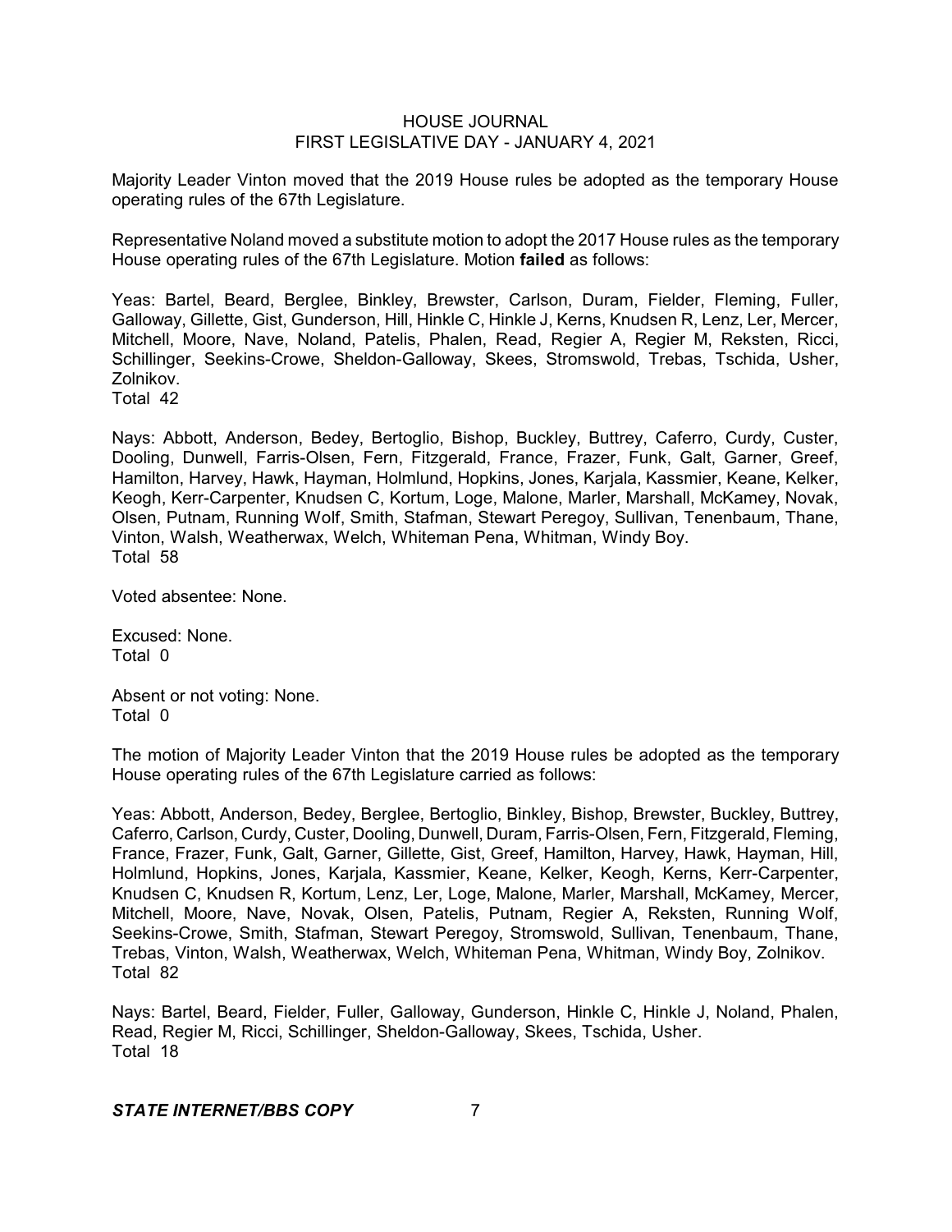Majority Leader Vinton moved that the 2019 House rules be adopted as the temporary House operating rules of the 67th Legislature.

Representative Noland moved a substitute motion to adopt the 2017 House rules as the temporary House operating rules of the 67th Legislature. Motion **failed** as follows:

Yeas: Bartel, Beard, Berglee, Binkley, Brewster, Carlson, Duram, Fielder, Fleming, Fuller, Galloway, Gillette, Gist, Gunderson, Hill, Hinkle C, Hinkle J, Kerns, Knudsen R, Lenz, Ler, Mercer, Mitchell, Moore, Nave, Noland, Patelis, Phalen, Read, Regier A, Regier M, Reksten, Ricci, Schillinger, Seekins-Crowe, Sheldon-Galloway, Skees, Stromswold, Trebas, Tschida, Usher, Zolnikov.
Total 42

Nays: Abbott, Anderson, Bedey, Bertoglio, Bishop, Buckley, Buttrey, Caferro, Curdy, Custer, Dooling, Dunwell, Farris-Olsen, Fern, Fitzgerald, France, Frazer, Funk, Galt, Garner, Greef, Hamilton, Harvey, Hawk, Hayman, Holmlund, Hopkins, Jones, Karjala, Kassmier, Keane, Kelker, Keogh, Kerr-Carpenter, Knudsen C, Kortum, Loge, Malone, Marler, Marshall, McKamey, Novak, Olsen, Putnam, Running Wolf, Smith, Stafman, Stewart Peregoy, Sullivan, Tenenbaum, Thane, Vinton, Walsh, Weatherwax, Welch, Whiteman Pena, Whitman, Windy Boy.
Total 58

Voted absentee: None.

Excused: None.
Total 0

Absent or not voting: None.
Total 0

The motion of Majority Leader Vinton that the 2019 House rules be adopted as the temporary House operating rules of the 67th Legislature carried as follows:

Yeas: Abbott, Anderson, Bedey, Berglee, Bertoglio, Binkley, Bishop, Brewster, Buckley, Buttrey, Caferro, Carlson, Curdy, Custer, Dooling, Dunwell, Duram, Farris-Olsen, Fern, Fitzgerald, Fleming, France, Frazer, Funk, Galt, Garner, Gillette, Gist, Greef, Hamilton, Harvey, Hawk, Hayman, Hill, Holmlund, Hopkins, Jones, Karjala, Kassmier, Keane, Kelker, Keogh, Kerns, Kerr-Carpenter, Knudsen C, Knudsen R, Kortum, Lenz, Ler, Loge, Malone, Marler, Marshall, McKamey, Mercer, Mitchell, Moore, Nave, Novak, Olsen, Patelis, Putnam, Regier A, Reksten, Running Wolf, Seekins-Crowe, Smith, Stafman, Stewart Peregoy, Stromswold, Sullivan, Tenenbaum, Thane, Trebas, Vinton, Walsh, Weatherwax, Welch, Whiteman Pena, Whitman, Windy Boy, Zolnikov.
Total 82

Nays: Bartel, Beard, Fielder, Fuller, Galloway, Gunderson, Hinkle C, Hinkle J, Noland, Phalen, Read, Regier M, Ricci, Schillinger, Sheldon-Galloway, Skees, Tschida, Usher.
Total 18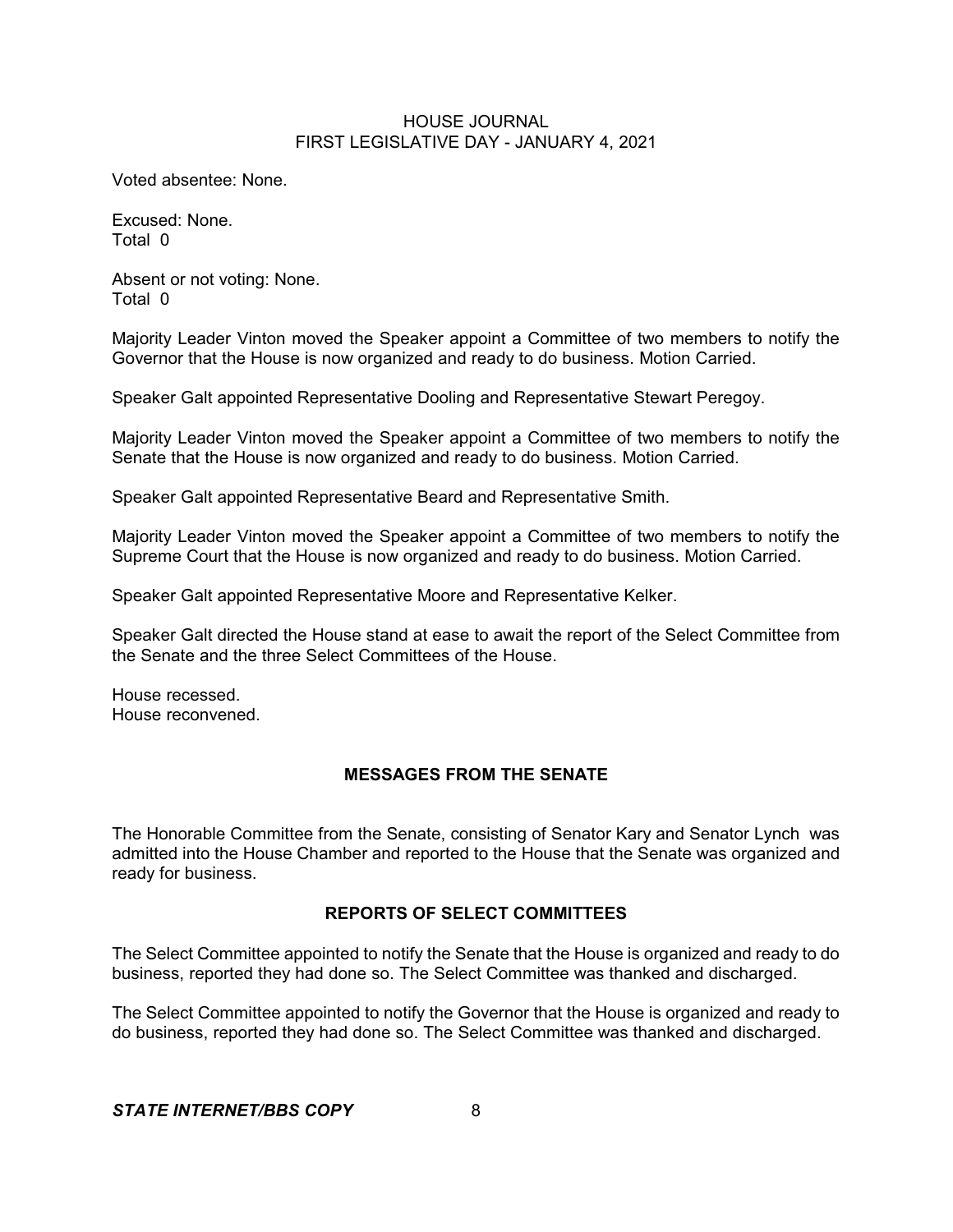Voted absentee: None.

Excused: None.
Total 0

Absent or not voting: None.
Total 0

Majority Leader Vinton moved the Speaker appoint a Committee of two members to notify the Governor that the House is now organized and ready to do business. Motion Carried.

Speaker Galt appointed Representative Dooling and Representative Stewart Peregoy.

Majority Leader Vinton moved the Speaker appoint a Committee of two members to notify the Senate that the House is now organized and ready to do business. Motion Carried.

Speaker Galt appointed Representative Beard and Representative Smith.

Majority Leader Vinton moved the Speaker appoint a Committee of two members to notify the Supreme Court that the House is now organized and ready to do business. Motion Carried.

Speaker Galt appointed Representative Moore and Representative Kelker.

Speaker Galt directed the House stand at ease to await the report of the Select Committee from the Senate and the three Select Committees of the House.

House recessed.
House reconvened.

## MESSAGES FROM THE SENATE

The Honorable Committee from the Senate, consisting of Senator Kary and Senator Lynch was admitted into the House Chamber and reported to the House that the Senate was organized and ready for business.

## REPORTS OF SELECT COMMITTEES

The Select Committee appointed to notify the Senate that the House is organized and ready to do business, reported they had done so. The Select Committee was thanked and discharged.

The Select Committee appointed to notify the Governor that the House is organized and ready to do business, reported they had done so. The Select Committee was thanked and discharged.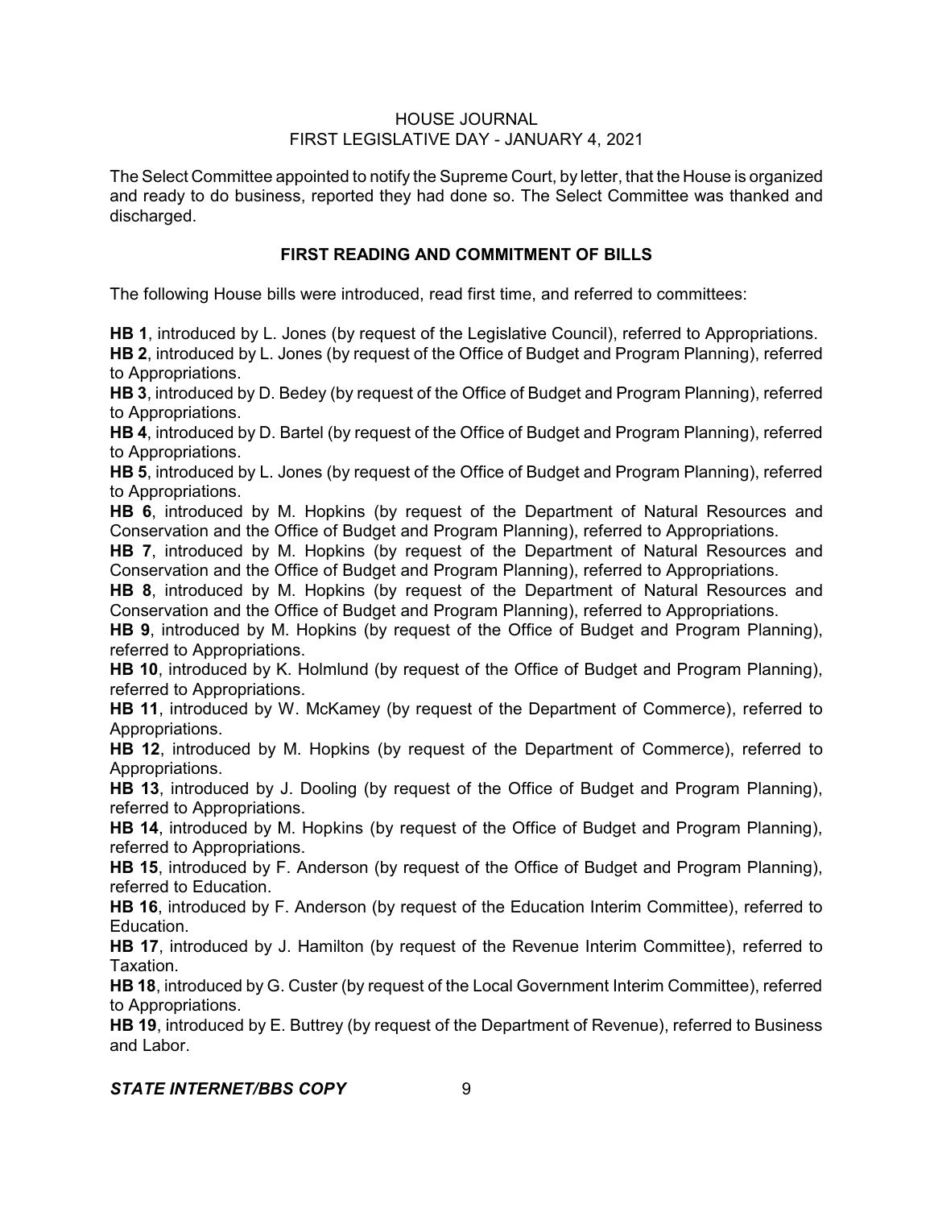The Select Committee appointed to notify the Supreme Court, by letter, that the House is organized and ready to do business, reported they had done so. The Select Committee was thanked and discharged.

## FIRST READING AND COMMITMENT OF BILLS

The following House bills were introduced, read first time, and referred to committees:

**HB 1**, introduced by L. Jones (by request of the Legislative Council), referred to Appropriations.
**HB 2**, introduced by L. Jones (by request of the Office of Budget and Program Planning), referred to Appropriations.
**HB 3**, introduced by D. Bedey (by request of the Office of Budget and Program Planning), referred to Appropriations.
**HB 4**, introduced by D. Bartel (by request of the Office of Budget and Program Planning), referred to Appropriations.
**HB 5**, introduced by L. Jones (by request of the Office of Budget and Program Planning), referred to Appropriations.
**HB 6**, introduced by M. Hopkins (by request of the Department of Natural Resources and Conservation and the Office of Budget and Program Planning), referred to Appropriations.
**HB 7**, introduced by M. Hopkins (by request of the Department of Natural Resources and Conservation and the Office of Budget and Program Planning), referred to Appropriations.
**HB 8**, introduced by M. Hopkins (by request of the Department of Natural Resources and Conservation and the Office of Budget and Program Planning), referred to Appropriations.
**HB 9**, introduced by M. Hopkins (by request of the Office of Budget and Program Planning), referred to Appropriations.
**HB 10**, introduced by K. Holmlund (by request of the Office of Budget and Program Planning), referred to Appropriations.
**HB 11**, introduced by W. McKamey (by request of the Department of Commerce), referred to Appropriations.
**HB 12**, introduced by M. Hopkins (by request of the Department of Commerce), referred to Appropriations.
**HB 13**, introduced by J. Dooling (by request of the Office of Budget and Program Planning), referred to Appropriations.
**HB 14**, introduced by M. Hopkins (by request of the Office of Budget and Program Planning), referred to Appropriations.
**HB 15**, introduced by F. Anderson (by request of the Office of Budget and Program Planning), referred to Education.
**HB 16**, introduced by F. Anderson (by request of the Education Interim Committee), referred to Education.
**HB 17**, introduced by J. Hamilton (by request of the Revenue Interim Committee), referred to Taxation.
**HB 18**, introduced by G. Custer (by request of the Local Government Interim Committee), referred to Appropriations.
**HB 19**, introduced by E. Buttrey (by request of the Department of Revenue), referred to Business and Labor.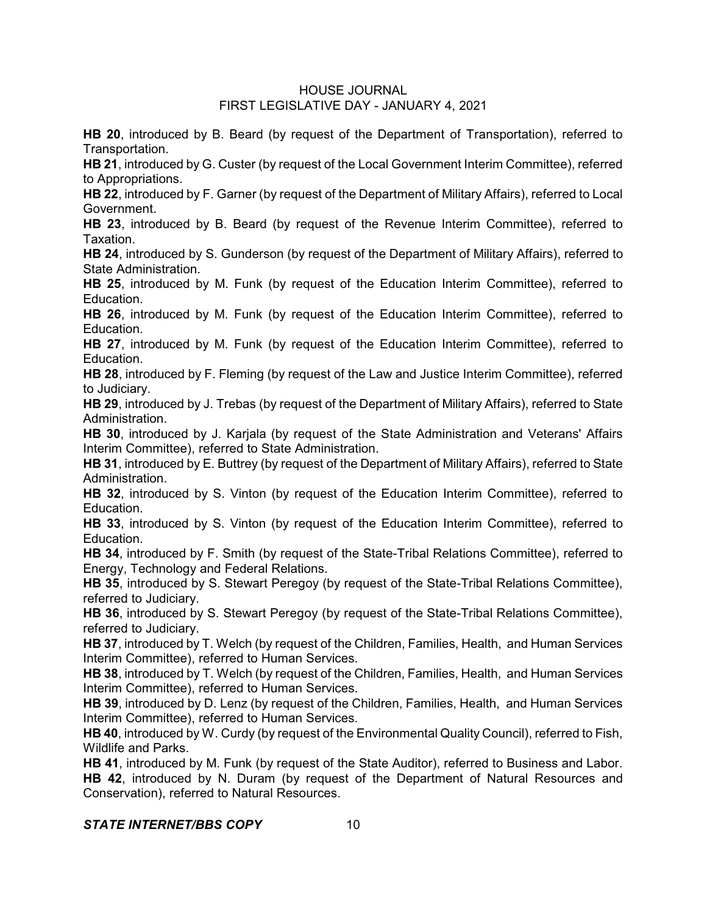**HB 20**, introduced by B. Beard (by request of the Department of Transportation), referred to Transportation.

**HB 21**, introduced by G. Custer (by request of the Local Government Interim Committee), referred to Appropriations.

**HB 22**, introduced by F. Garner (by request of the Department of Military Affairs), referred to Local Government.

**HB 23**, introduced by B. Beard (by request of the Revenue Interim Committee), referred to Taxation.

**HB 24**, introduced by S. Gunderson (by request of the Department of Military Affairs), referred to State Administration.

**HB 25**, introduced by M. Funk (by request of the Education Interim Committee), referred to Education.

**HB 26**, introduced by M. Funk (by request of the Education Interim Committee), referred to Education.

**HB 27**, introduced by M. Funk (by request of the Education Interim Committee), referred to Education.

**HB 28**, introduced by F. Fleming (by request of the Law and Justice Interim Committee), referred to Judiciary.

**HB 29**, introduced by J. Trebas (by request of the Department of Military Affairs), referred to State Administration.

**HB 30**, introduced by J. Karjala (by request of the State Administration and Veterans' Affairs Interim Committee), referred to State Administration.

**HB 31**, introduced by E. Buttrey (by request of the Department of Military Affairs), referred to State Administration.

**HB 32**, introduced by S. Vinton (by request of the Education Interim Committee), referred to Education.

**HB 33**, introduced by S. Vinton (by request of the Education Interim Committee), referred to Education.

**HB 34**, introduced by F. Smith (by request of the State-Tribal Relations Committee), referred to Energy, Technology and Federal Relations.

**HB 35**, introduced by S. Stewart Peregoy (by request of the State-Tribal Relations Committee), referred to Judiciary.

**HB 36**, introduced by S. Stewart Peregoy (by request of the State-Tribal Relations Committee), referred to Judiciary.

**HB 37**, introduced by T. Welch (by request of the Children, Families, Health, and Human Services Interim Committee), referred to Human Services.

**HB 38**, introduced by T. Welch (by request of the Children, Families, Health, and Human Services Interim Committee), referred to Human Services.

**HB 39**, introduced by D. Lenz (by request of the Children, Families, Health, and Human Services Interim Committee), referred to Human Services.

**HB 40**, introduced by W. Curdy (by request of the Environmental Quality Council), referred to Fish, Wildlife and Parks.

**HB 41**, introduced by M. Funk (by request of the State Auditor), referred to Business and Labor.

**HB 42**, introduced by N. Duram (by request of the Department of Natural Resources and Conservation), referred to Natural Resources.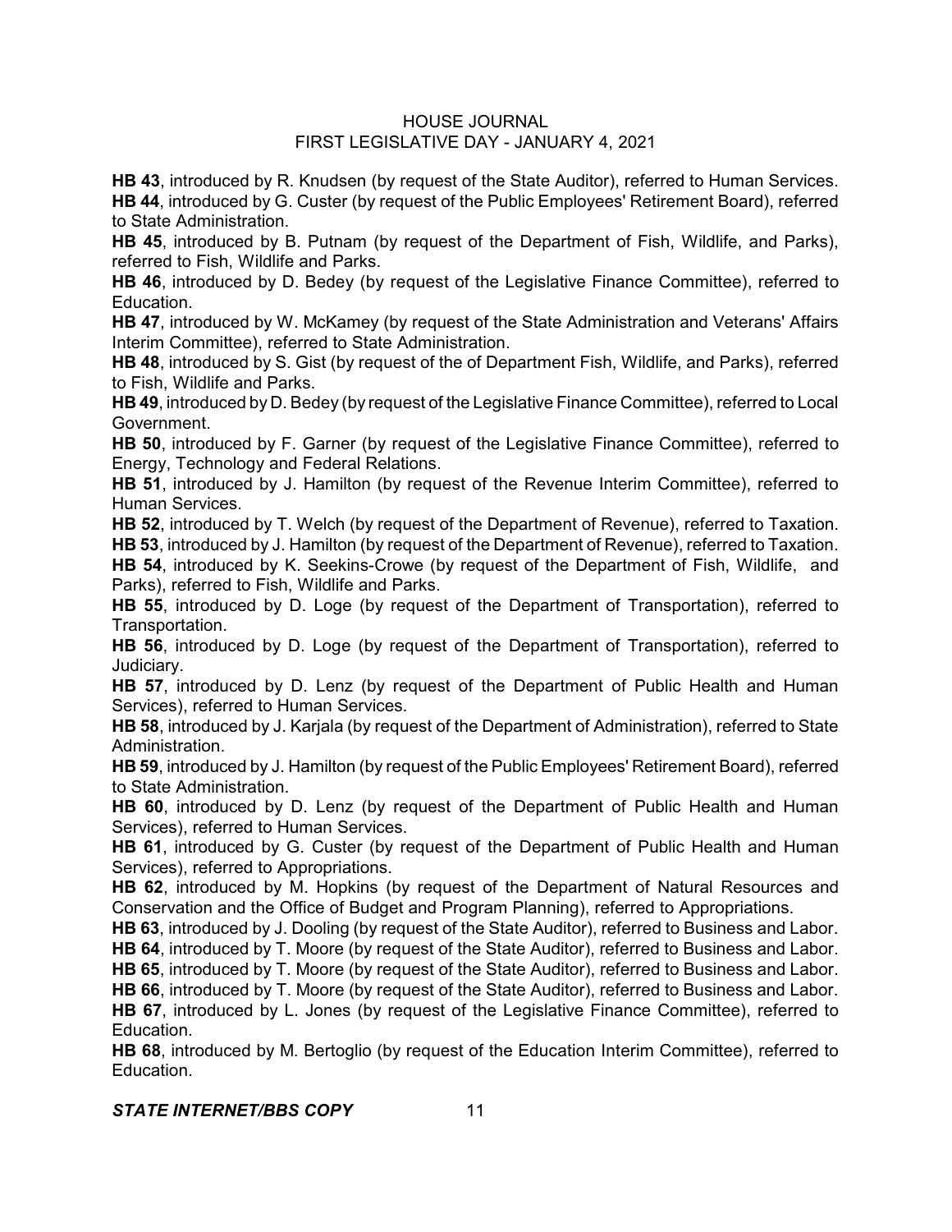**HB 43**, introduced by R. Knudsen (by request of the State Auditor), referred to Human Services.

**HB 44**, introduced by G. Custer (by request of the Public Employees' Retirement Board), referred to State Administration.

**HB 45**, introduced by B. Putnam (by request of the Department of Fish, Wildlife, and Parks), referred to Fish, Wildlife and Parks.

**HB 46**, introduced by D. Bedey (by request of the Legislative Finance Committee), referred to Education.

**HB 47**, introduced by W. McKamey (by request of the State Administration and Veterans' Affairs Interim Committee), referred to State Administration.

**HB 48**, introduced by S. Gist (by request of the of Department Fish, Wildlife, and Parks), referred to Fish, Wildlife and Parks.

**HB 49**, introduced by D. Bedey (by request of the Legislative Finance Committee), referred to Local Government.

**HB 50**, introduced by F. Garner (by request of the Legislative Finance Committee), referred to Energy, Technology and Federal Relations.

**HB 51**, introduced by J. Hamilton (by request of the Revenue Interim Committee), referred to Human Services.

**HB 52**, introduced by T. Welch (by request of the Department of Revenue), referred to Taxation.

**HB 53**, introduced by J. Hamilton (by request of the Department of Revenue), referred to Taxation.

**HB 54**, introduced by K. Seekins-Crowe (by request of the Department of Fish, Wildlife, and Parks), referred to Fish, Wildlife and Parks.

**HB 55**, introduced by D. Loge (by request of the Department of Transportation), referred to Transportation.

**HB 56**, introduced by D. Loge (by request of the Department of Transportation), referred to Judiciary.

**HB 57**, introduced by D. Lenz (by request of the Department of Public Health and Human Services), referred to Human Services.

**HB 58**, introduced by J. Karjala (by request of the Department of Administration), referred to State Administration.

**HB 59**, introduced by J. Hamilton (by request of the Public Employees' Retirement Board), referred to State Administration.

**HB 60**, introduced by D. Lenz (by request of the Department of Public Health and Human Services), referred to Human Services.

**HB 61**, introduced by G. Custer (by request of the Department of Public Health and Human Services), referred to Appropriations.

**HB 62**, introduced by M. Hopkins (by request of the Department of Natural Resources and Conservation and the Office of Budget and Program Planning), referred to Appropriations.

**HB 63**, introduced by J. Dooling (by request of the State Auditor), referred to Business and Labor.

**HB 64**, introduced by T. Moore (by request of the State Auditor), referred to Business and Labor.

**HB 65**, introduced by T. Moore (by request of the State Auditor), referred to Business and Labor.

**HB 66**, introduced by T. Moore (by request of the State Auditor), referred to Business and Labor.

**HB 67**, introduced by L. Jones (by request of the Legislative Finance Committee), referred to Education.

**HB 68**, introduced by M. Bertoglio (by request of the Education Interim Committee), referred to Education.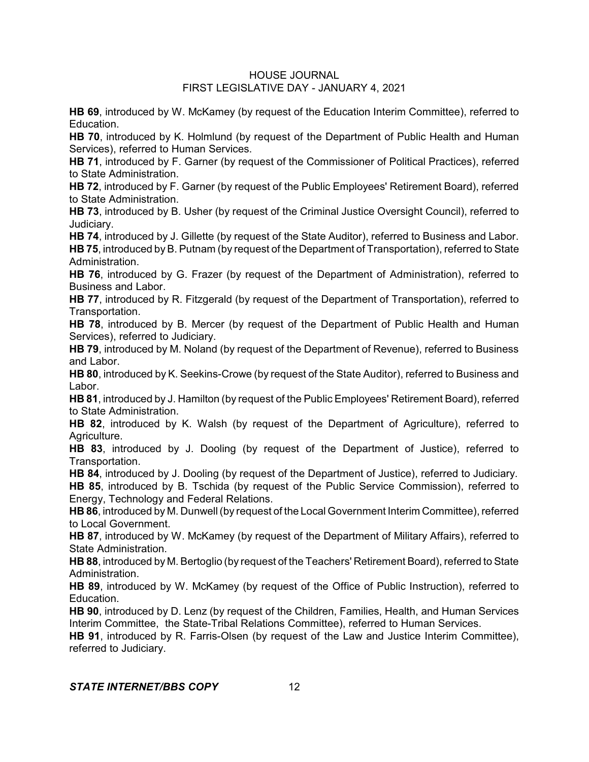**HB 69**, introduced by W. McKamey (by request of the Education Interim Committee), referred to Education.

**HB 70**, introduced by K. Holmlund (by request of the Department of Public Health and Human Services), referred to Human Services.

**HB 71**, introduced by F. Garner (by request of the Commissioner of Political Practices), referred to State Administration.

**HB 72**, introduced by F. Garner (by request of the Public Employees' Retirement Board), referred to State Administration.

**HB 73**, introduced by B. Usher (by request of the Criminal Justice Oversight Council), referred to Judiciary.

**HB 74**, introduced by J. Gillette (by request of the State Auditor), referred to Business and Labor.

**HB 75**, introduced by B. Putnam (by request of the Department of Transportation), referred to State Administration.

**HB 76**, introduced by G. Frazer (by request of the Department of Administration), referred to Business and Labor.

**HB 77**, introduced by R. Fitzgerald (by request of the Department of Transportation), referred to Transportation.

**HB 78**, introduced by B. Mercer (by request of the Department of Public Health and Human Services), referred to Judiciary.

**HB 79**, introduced by M. Noland (by request of the Department of Revenue), referred to Business and Labor.

**HB 80**, introduced by K. Seekins-Crowe (by request of the State Auditor), referred to Business and Labor.

**HB 81**, introduced by J. Hamilton (by request of the Public Employees' Retirement Board), referred to State Administration.

**HB 82**, introduced by K. Walsh (by request of the Department of Agriculture), referred to Agriculture.

**HB 83**, introduced by J. Dooling (by request of the Department of Justice), referred to Transportation.

**HB 84**, introduced by J. Dooling (by request of the Department of Justice), referred to Judiciary.

**HB 85**, introduced by B. Tschida (by request of the Public Service Commission), referred to Energy, Technology and Federal Relations.

**HB 86**, introduced by M. Dunwell (by request of the Local Government Interim Committee), referred to Local Government.

**HB 87**, introduced by W. McKamey (by request of the Department of Military Affairs), referred to State Administration.

**HB 88**, introduced by M. Bertoglio (by request of the Teachers' Retirement Board), referred to State Administration.

**HB 89**, introduced by W. McKamey (by request of the Office of Public Instruction), referred to Education.

**HB 90**, introduced by D. Lenz (by request of the Children, Families, Health, and Human Services Interim Committee, the State-Tribal Relations Committee), referred to Human Services.

**HB 91**, introduced by R. Farris-Olsen (by request of the Law and Justice Interim Committee), referred to Judiciary.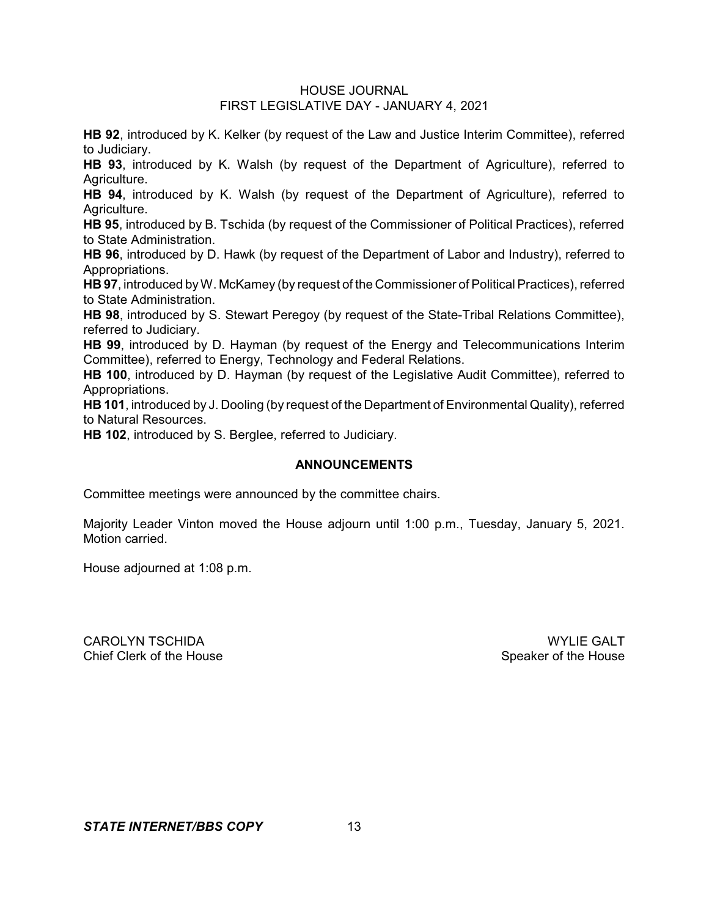**HB 92**, introduced by K. Kelker (by request of the Law and Justice Interim Committee), referred to Judiciary.

**HB 93**, introduced by K. Walsh (by request of the Department of Agriculture), referred to Agriculture.

**HB 94**, introduced by K. Walsh (by request of the Department of Agriculture), referred to Agriculture.

**HB 95**, introduced by B. Tschida (by request of the Commissioner of Political Practices), referred to State Administration.

**HB 96**, introduced by D. Hawk (by request of the Department of Labor and Industry), referred to Appropriations.

**HB 97**, introduced by W. McKamey (by request of the Commissioner of Political Practices), referred to State Administration.

**HB 98**, introduced by S. Stewart Peregoy (by request of the State-Tribal Relations Committee), referred to Judiciary.

**HB 99**, introduced by D. Hayman (by request of the Energy and Telecommunications Interim Committee), referred to Energy, Technology and Federal Relations.

**HB 100**, introduced by D. Hayman (by request of the Legislative Audit Committee), referred to Appropriations.

**HB 101**, introduced by J. Dooling (by request of the Department of Environmental Quality), referred to Natural Resources.

**HB 102**, introduced by S. Berglee, referred to Judiciary.

## ANNOUNCEMENTS

Committee meetings were announced by the committee chairs.

Majority Leader Vinton moved the House adjourn until 1:00 p.m., Tuesday, January 5, 2021. Motion carried.

House adjourned at 1:08 p.m.

CAROLYN TSCHIDA
Chief Clerk of the House

WYLIE GALT
Speaker of the House